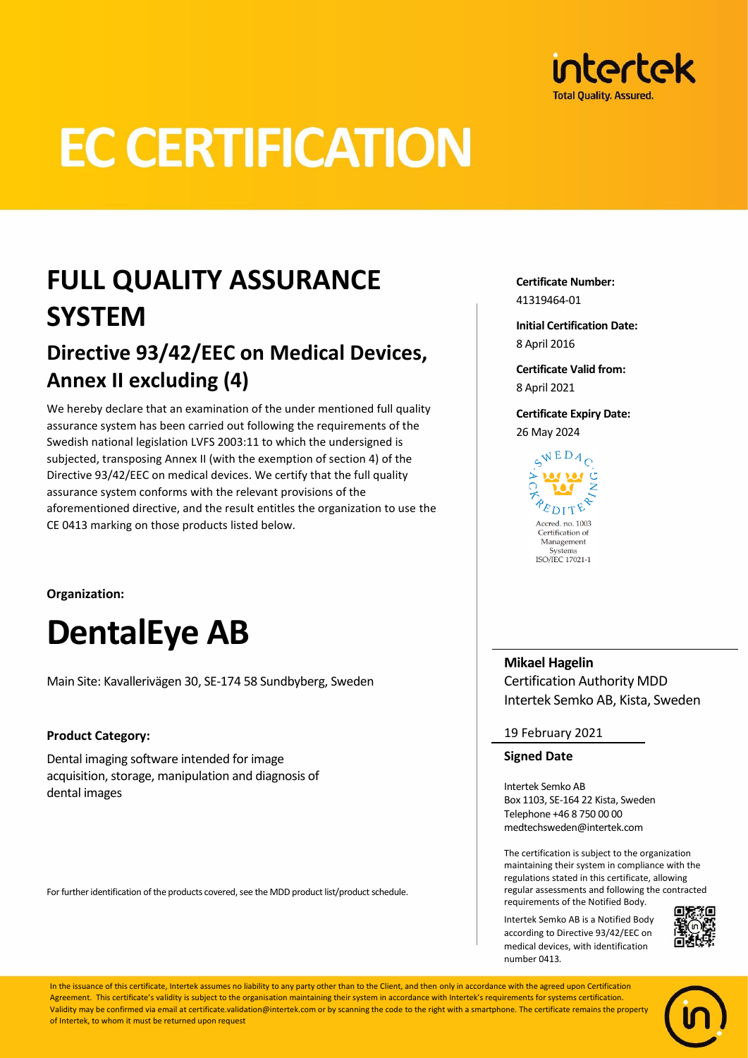intertek
Total Quality. Assured.

# EC CERTIFICATION

## FULL QUALITY ASSURANCE SYSTEM

### Directive 93/42/EEC on Medical Devices, Annex II excluding (4)

We hereby declare that an examination of the under mentioned full quality assurance system has been carried out following the requirements of the Swedish national legislation LVFS 2003:11 to which the undersigned is subjected, transposing Annex II (with the exemption of section 4) of the Directive 93/42/EEC on medical devices. We certify that the full quality assurance system conforms with the relevant provisions of the aforementioned directive, and the result entitles the organization to use the CE 0413 marking on those products listed below.

**Certificate Number:**
41319464-01

**Initial Certification Date:**
8 April 2016

**Certificate Valid from:**
8 April 2021

**Certificate Expiry Date:**
26 May 2024

SWEDAC ACKREDITERING
Accred. no. 1003
Certification of Management Systems
ISO/IEC 17021-1

**Organization:**

# DentalEye AB

Main Site: Kavallerivägen 30, SE-174 58 Sundbyberg, Sweden

**Product Category:**

Dental imaging software intended for image acquisition, storage, manipulation and diagnosis of dental images

For further identification of the products covered, see the MDD product list/product schedule.

**Mikael Hagelin**
Certification Authority MDD
Intertek Semko AB, Kista, Sweden

19 February 2021

**Signed Date**

Intertek Semko AB
Box 1103, SE-164 22 Kista, Sweden
Telephone +46 8 750 00 00
medtechsweden@intertek.com

The certification is subject to the organization maintaining their system in compliance with the regulations stated in this certificate, allowing regular assessments and following the contracted requirements of the Notified Body.

Intertek Semko AB is a Notified Body according to Directive 93/42/EEC on medical devices, with identification number 0413.

In the issuance of this certificate, Intertek assumes no liability to any party other than to the Client, and then only in accordance with the agreed upon Certification Agreement. This certificate's validity is subject to the organisation maintaining their system in accordance with Intertek's requirements for systems certification. Validity may be confirmed via email at certificate.validation@intertek.com or by scanning the code to the right with a smartphone. The certificate remains the property of Intertek, to whom it must be returned upon request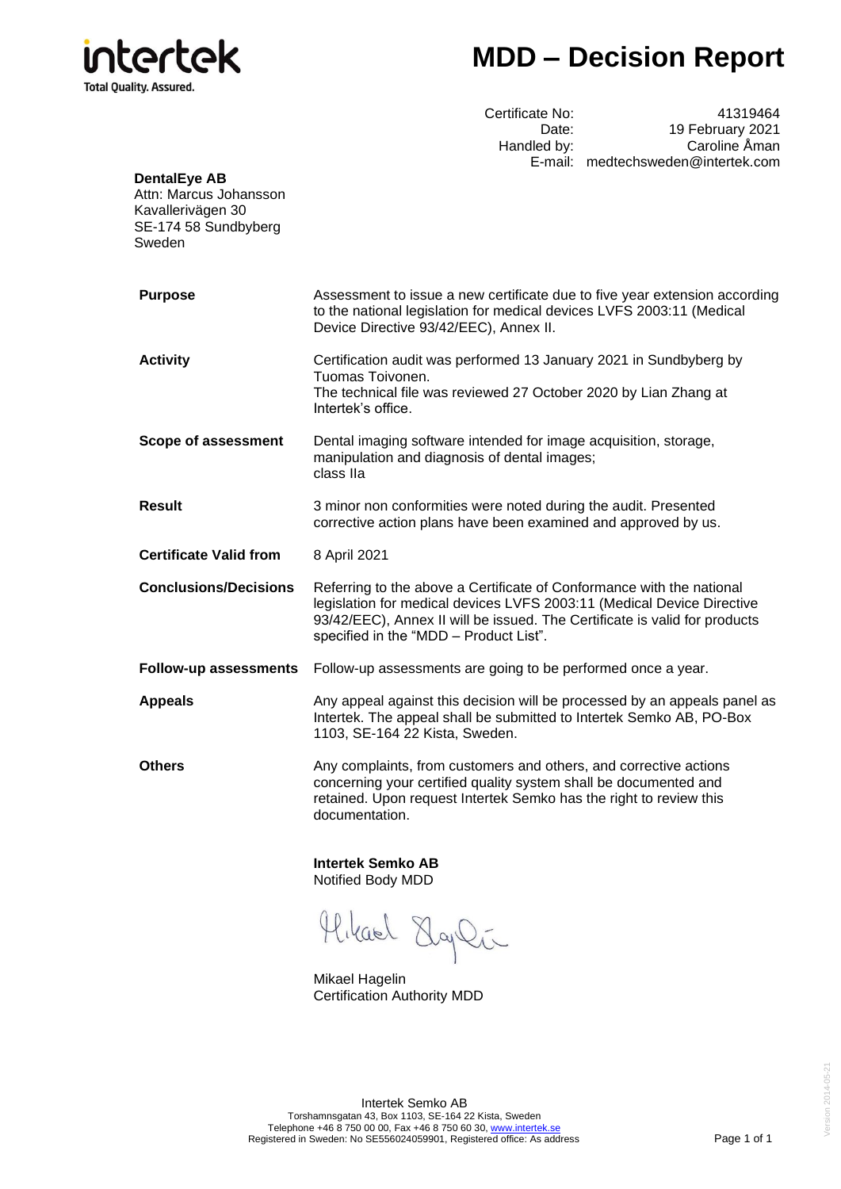intertek
Total Quality. Assured.

# MDD – Decision Report

| | |
|---|---|
| Certificate No: | 41319464 |
| Date: | 19 February 2021 |
| Handled by: | Caroline Åman |
| E-mail: | medtechsweden@intertek.com |

**DentalEye AB**
Attn: Marcus Johansson
Kavallerivägen 30
SE-174 58 Sundbyberg
Sweden

| | |
|---|---|
| **Purpose** | Assessment to issue a new certificate due to five year extension according to the national legislation for medical devices LVFS 2003:11 (Medical Device Directive 93/42/EEC), Annex II. |
| **Activity** | Certification audit was performed 13 January 2021 in Sundbyberg by Tuomas Toivonen. The technical file was reviewed 27 October 2020 by Lian Zhang at Intertek's office. |
| **Scope of assessment** | Dental imaging software intended for image acquisition, storage, manipulation and diagnosis of dental images; class IIa |
| **Result** | 3 minor non conformities were noted during the audit. Presented corrective action plans have been examined and approved by us. |
| **Certificate Valid from** | 8 April 2021 |
| **Conclusions/Decisions** | Referring to the above a Certificate of Conformance with the national legislation for medical devices LVFS 2003:11 (Medical Device Directive 93/42/EEC), Annex II will be issued. The Certificate is valid for products specified in the "MDD – Product List". |
| **Follow-up assessments** | Follow-up assessments are going to be performed once a year. |
| **Appeals** | Any appeal against this decision will be processed by an appeals panel as Intertek. The appeal shall be submitted to Intertek Semko AB, PO-Box 1103, SE-164 22 Kista, Sweden. |
| **Others** | Any complaints, from customers and others, and corrective actions concerning your certified quality system shall be documented and retained. Upon request Intertek Semko has the right to review this documentation. |

**Intertek Semko AB**
Notified Body MDD

Mikael Hagelin
Certification Authority MDD

Intertek Semko AB
Torshamnsgatan 43, Box 1103, SE-164 22 Kista, Sweden
Telephone +46 8 750 00 00, Fax +46 8 750 60 30, www.intertek.se
Registered in Sweden: No SE556024059901, Registered office: As address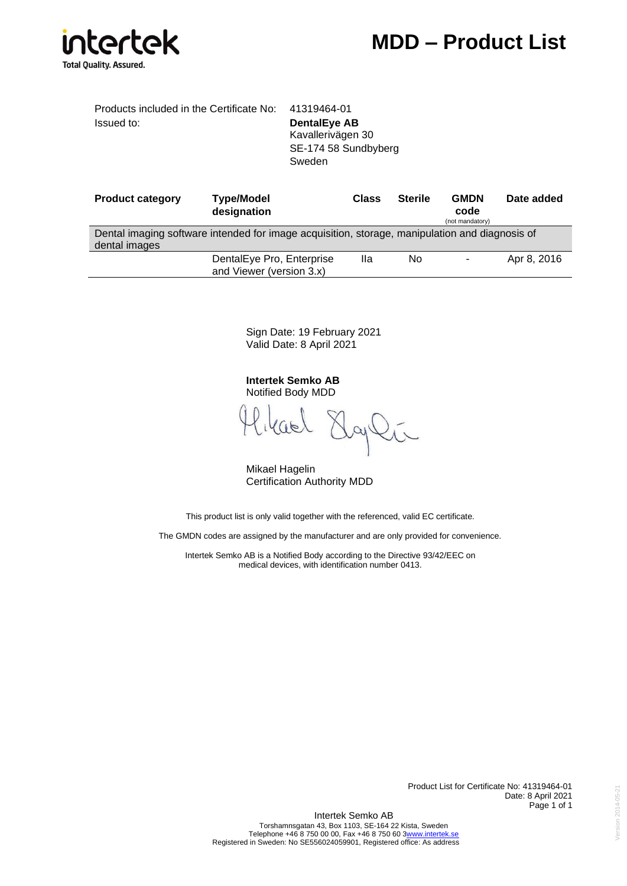# MDD – Product List

Products included in the Certificate No: 41319464-01

Issued to: **DentalEye AB**
Kavallerivägen 30
SE-174 58 Sundbyberg
Sweden

| Product category | Type/Model designation | Class | Sterile | GMDN code (not mandatory) | Date added |
|---|---|---|---|---|---|
| Dental imaging software intended for image acquisition, storage, manipulation and diagnosis of dental images | | | | | |
| | DentalEye Pro, Enterprise and Viewer (version 3.x) | IIa | No | - | Apr 8, 2016 |

Sign Date: 19 February 2021
Valid Date: 8 April 2021

**Intertek Semko AB**
Notified Body MDD

Mikael Hagelin
Certification Authority MDD

This product list is only valid together with the referenced, valid EC certificate.

The GMDN codes are assigned by the manufacturer and are only provided for convenience.

Intertek Semko AB is a Notified Body according to the Directive 93/42/EEC on medical devices, with identification number 0413.

Product List for Certificate No: 41319464-01
Date: 8 April 2021

Intertek Semko AB
Torshamnsgatan 43, Box 1103, SE-164 22 Kista, Sweden
Telephone +46 8 750 00 00, Fax +46 8 750 60 3www.intertek.se
Registered in Sweden: No SE556024059901, Registered office: As address